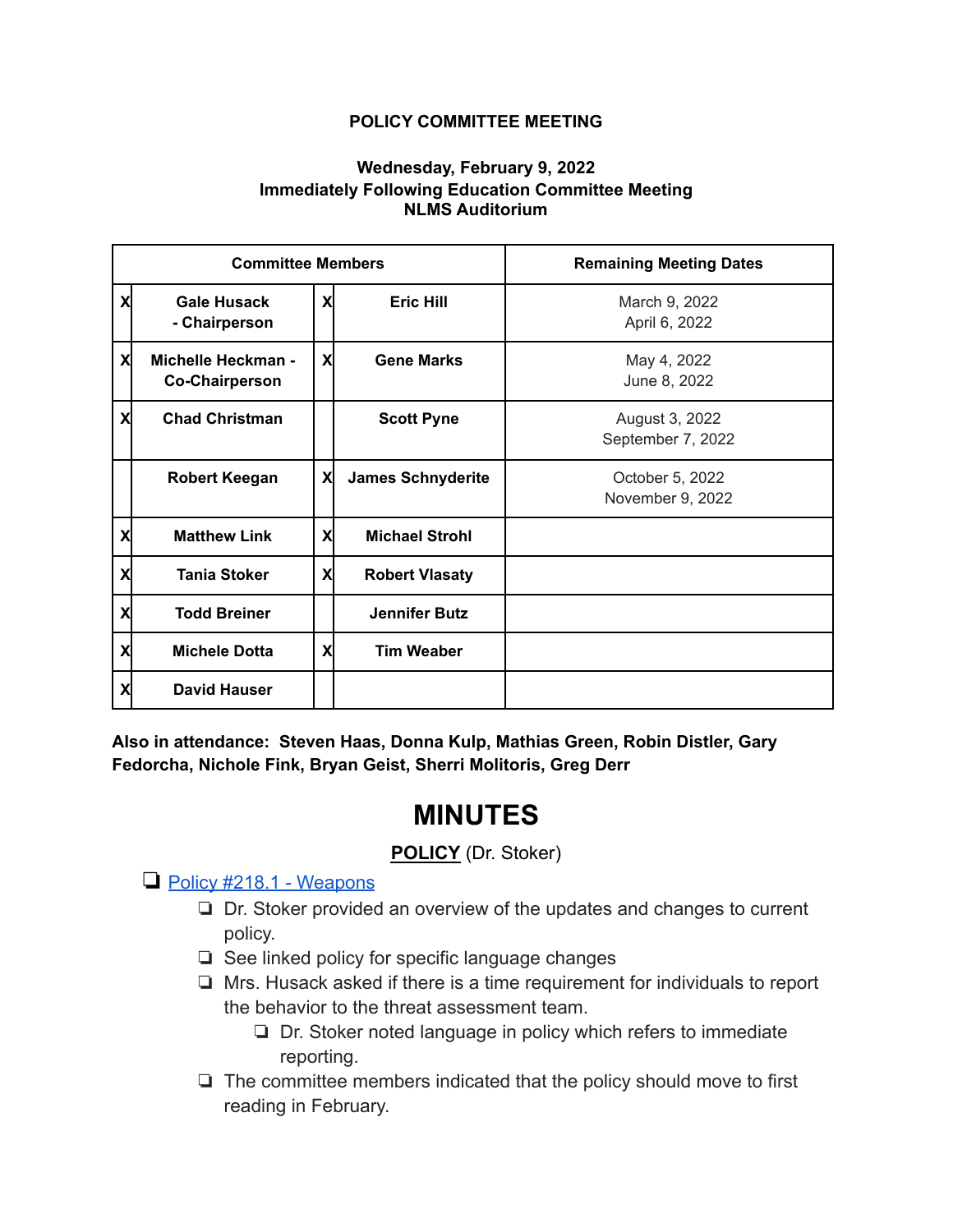**POLICY COMMITTEE MEETING**

**Wednesday, February 9, 2022**
**Immediately Following Education Committee Meeting**
**NLMS Auditorium**

| Committee Members | | | | Remaining Meeting Dates |
|---|---|---|---|---|
| X | **Gale Husack - Chairperson** | X | **Eric Hill** | March 9, 2022<br>April 6, 2022 |
| X | **Michelle Heckman - Co-Chairperson** | X | **Gene Marks** | May 4, 2022<br>June 8, 2022 |
| X | **Chad Christman** | | **Scott Pyne** | August 3, 2022<br>September 7, 2022 |
| | **Robert Keegan** | X | **James Schnyderite** | October 5, 2022<br>November 9, 2022 |
| X | **Matthew Link** | X | **Michael Strohl** | |
| X | **Tania Stoker** | X | **Robert Vlasaty** | |
| X | **Todd Breiner** | | **Jennifer Butz** | |
| X | **Michele Dotta** | X | **Tim Weaber** | |
| X | **David Hauser** | | | |

**Also in attendance: Steven Haas, Donna Kulp, Mathias Green, Robin Distler, Gary Fedorcha, Nichole Fink, Bryan Geist, Sherri Molitoris, Greg Derr**

# MINUTES

**POLICY** (Dr. Stoker)

- ❏ Policy #218.1 - Weapons
    - ❏ Dr. Stoker provided an overview of the updates and changes to current policy.
    - ❏ See linked policy for specific language changes
    - ❏ Mrs. Husack asked if there is a time requirement for individuals to report the behavior to the threat assessment team.
        - ❏ Dr. Stoker noted language in policy which refers to immediate reporting.
    - ❏ The committee members indicated that the policy should move to first reading in February.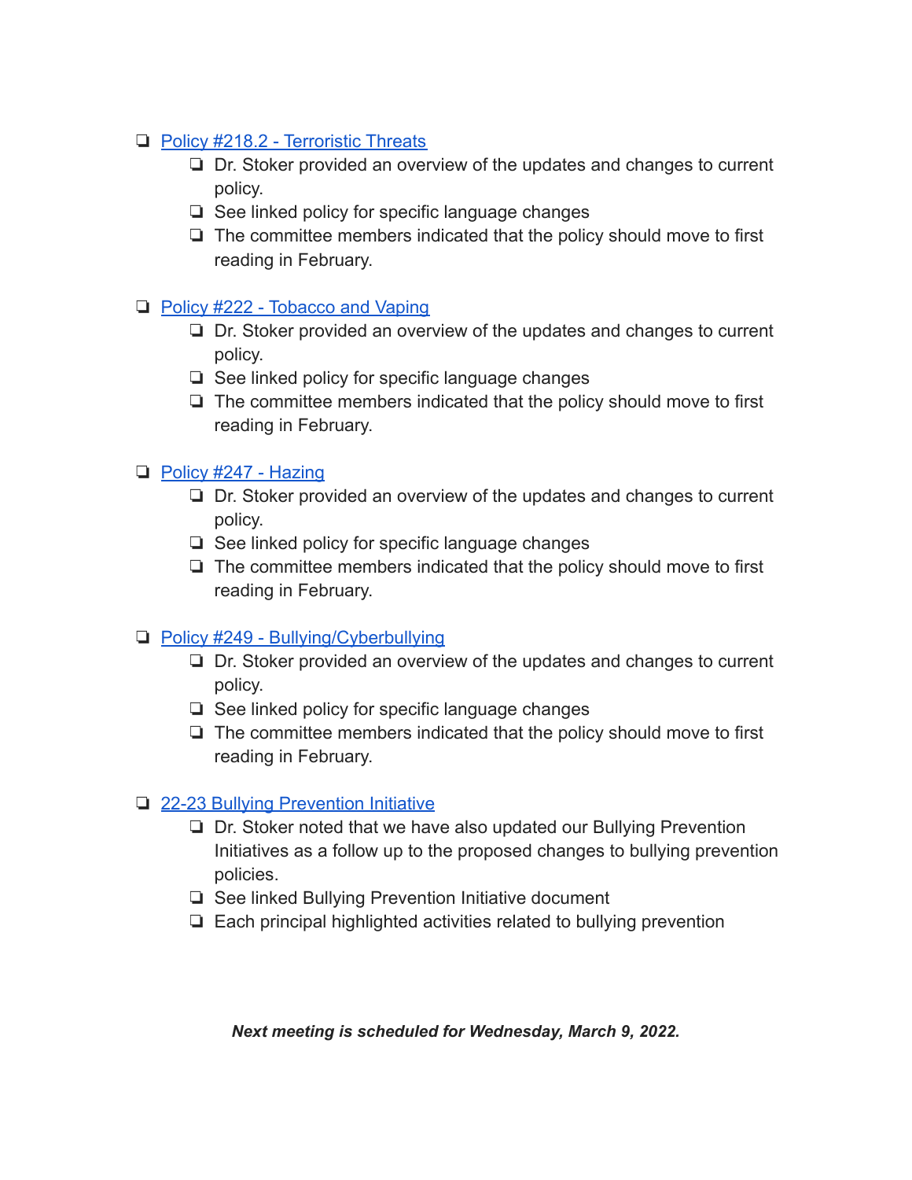- Policy #218.2 - Terroristic Threats
  - Dr. Stoker provided an overview of the updates and changes to current policy.
  - See linked policy for specific language changes
  - The committee members indicated that the policy should move to first reading in February.

- Policy #222 - Tobacco and Vaping
  - Dr. Stoker provided an overview of the updates and changes to current policy.
  - See linked policy for specific language changes
  - The committee members indicated that the policy should move to first reading in February.

- Policy #247 - Hazing
  - Dr. Stoker provided an overview of the updates and changes to current policy.
  - See linked policy for specific language changes
  - The committee members indicated that the policy should move to first reading in February.

- Policy #249 - Bullying/Cyberbullying
  - Dr. Stoker provided an overview of the updates and changes to current policy.
  - See linked policy for specific language changes
  - The committee members indicated that the policy should move to first reading in February.

- 22-23 Bullying Prevention Initiative
  - Dr. Stoker noted that we have also updated our Bullying Prevention Initiatives as a follow up to the proposed changes to bullying prevention policies.
  - See linked Bullying Prevention Initiative document
  - Each principal highlighted activities related to bullying prevention

***Next meeting is scheduled for Wednesday, March 9, 2022.***